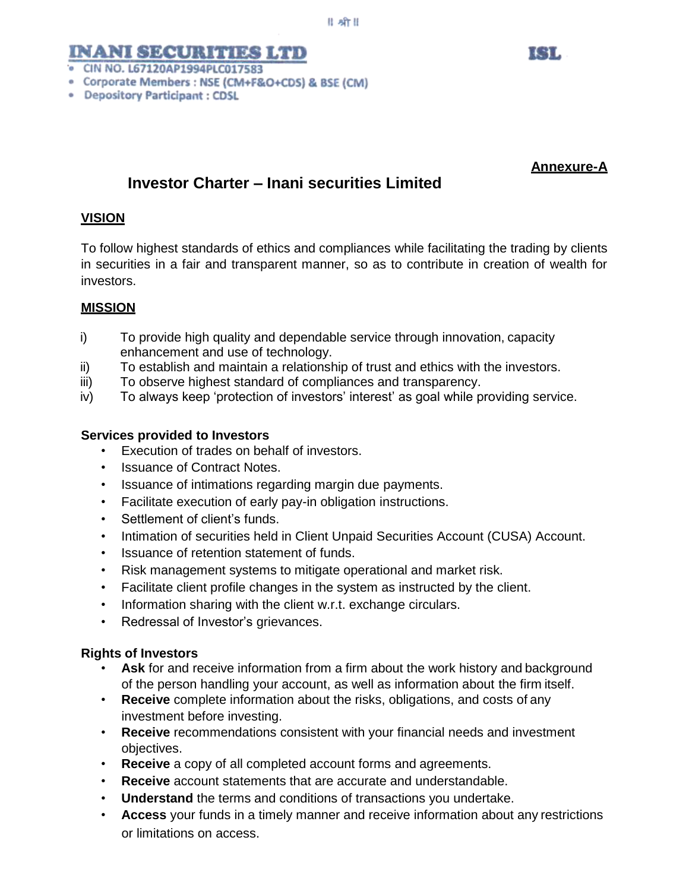॥ श्री ॥

# INANI SECURITIES LTD

ISL

- CIN NO. L67120AP1994PLC017583
- Corporate Members : NSE (CM+F&O+CDS) & BSE (CM)
- Depository Participant : CDSL

**Annexure-A**

## Investor Charter – Inani securities Limited

### VISION

To follow highest standards of ethics and compliances while facilitating the trading by clients in securities in a fair and transparent manner, so as to contribute in creation of wealth for investors.

### MISSION

i) To provide high quality and dependable service through innovation, capacity enhancement and use of technology.

ii) To establish and maintain a relationship of trust and ethics with the investors.

iii) To observe highest standard of compliances and transparency.

iv) To always keep 'protection of investors' interest' as goal while providing service.

**Services provided to Investors**

- Execution of trades on behalf of investors.
- Issuance of Contract Notes.
- Issuance of intimations regarding margin due payments.
- Facilitate execution of early pay-in obligation instructions.
- Settlement of client's funds.
- Intimation of securities held in Client Unpaid Securities Account (CUSA) Account.
- Issuance of retention statement of funds.
- Risk management systems to mitigate operational and market risk.
- Facilitate client profile changes in the system as instructed by the client.
- Information sharing with the client w.r.t. exchange circulars.
- Redressal of Investor's grievances.

**Rights of Investors**

- **Ask** for and receive information from a firm about the work history and background of the person handling your account, as well as information about the firm itself.
- **Receive** complete information about the risks, obligations, and costs of any investment before investing.
- **Receive** recommendations consistent with your financial needs and investment objectives.
- **Receive** a copy of all completed account forms and agreements.
- **Receive** account statements that are accurate and understandable.
- **Understand** the terms and conditions of transactions you undertake.
- **Access** your funds in a timely manner and receive information about any restrictions or limitations on access.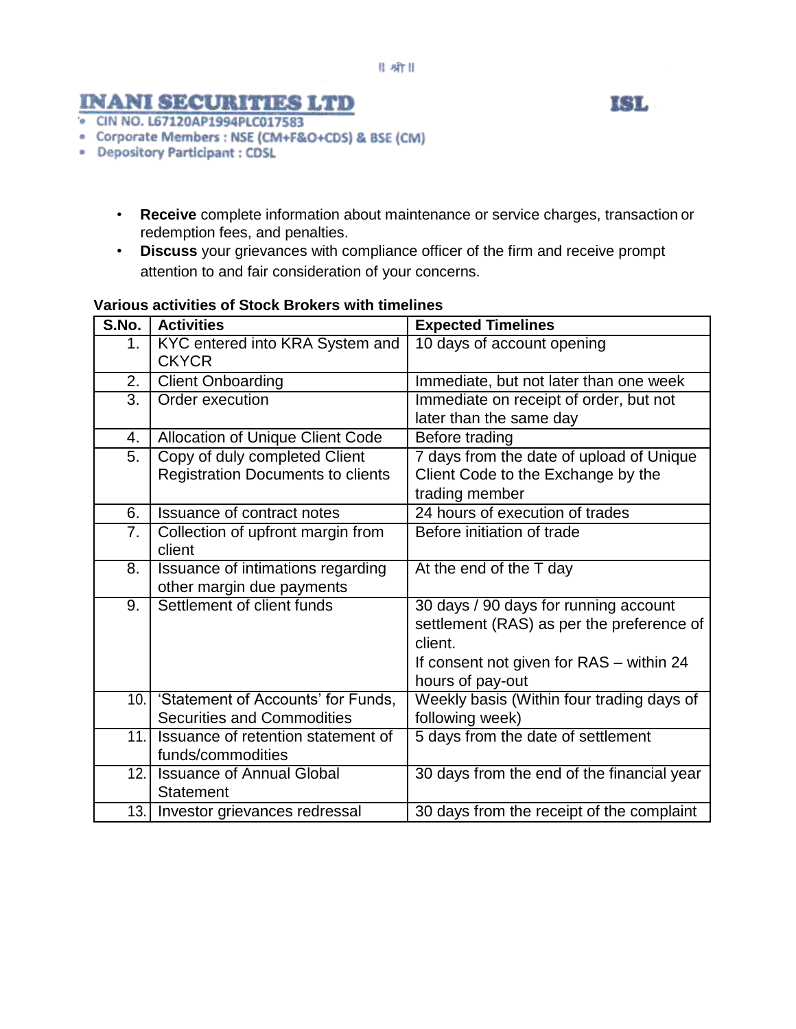- **Receive** complete information about maintenance or service charges, transaction or redemption fees, and penalties.
- **Discuss** your grievances with compliance officer of the firm and receive prompt attention to and fair consideration of your concerns.

**Various activities of Stock Brokers with timelines**

| S.No. | Activities | Expected Timelines |
|---|---|---|
| 1. | KYC entered into KRA System and CKYCR | 10 days of account opening |
| 2. | Client Onboarding | Immediate, but not later than one week |
| 3. | Order execution | Immediate on receipt of order, but not later than the same day |
| 4. | Allocation of Unique Client Code | Before trading |
| 5. | Copy of duly completed Client Registration Documents to clients | 7 days from the date of upload of Unique Client Code to the Exchange by the trading member |
| 6. | Issuance of contract notes | 24 hours of execution of trades |
| 7. | Collection of upfront margin from client | Before initiation of trade |
| 8. | Issuance of intimations regarding other margin due payments | At the end of the T day |
| 9. | Settlement of client funds | 30 days / 90 days for running account settlement (RAS) as per the preference of client.<br>If consent not given for RAS – within 24 hours of pay-out |
| 10. | 'Statement of Accounts' for Funds, Securities and Commodities | Weekly basis (Within four trading days of following week) |
| 11. | Issuance of retention statement of funds/commodities | 5 days from the date of settlement |
| 12. | Issuance of Annual Global Statement | 30 days from the end of the financial year |
| 13. | Investor grievances redressal | 30 days from the receipt of the complaint |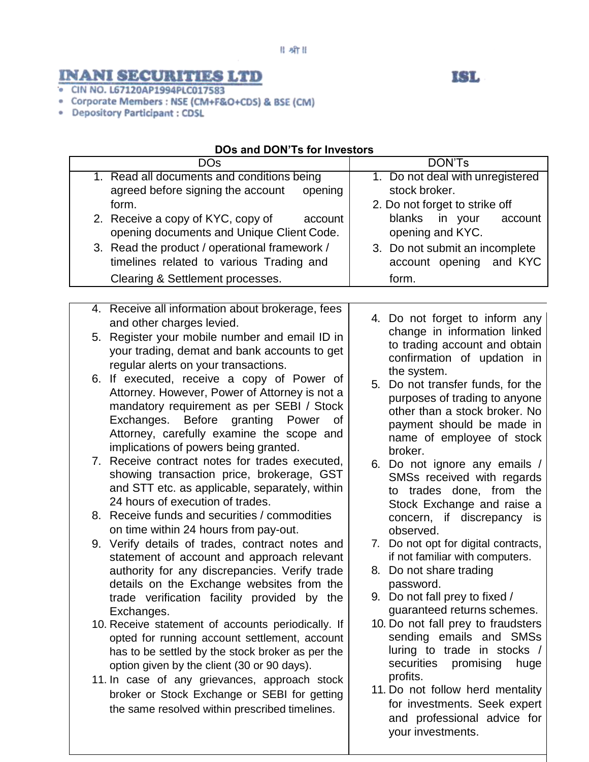॥ श्री ॥

# INANI SECURITIES LTD

**ISL**

- CIN NO. L67120AP1994PLC017583
- Corporate Members : NSE (CM+F&O+CDS) & BSE (CM)
- Depository Participant : CDSL

## DOs and DON'Ts for Investors

| DOs | DON'Ts |
|---|---|
| 1. Read all documents and conditions being agreed before signing the account opening form. | 1. Do not deal with unregistered stock broker. |
| 2. Receive a copy of KYC, copy of account opening documents and Unique Client Code. | 2. Do not forget to strike off blanks in your account opening and KYC. |
| 3. Read the product / operational framework / timelines related to various Trading and Clearing & Settlement processes. | 3. Do not submit an incomplete account opening and KYC form. |
| 4. Receive all information about brokerage, fees and other charges levied. | 4. Do not forget to inform any change in information linked to trading account and obtain confirmation of updation in the system. |
| 5. Register your mobile number and email ID in your trading, demat and bank accounts to get regular alerts on your transactions. | 5. Do not transfer funds, for the purposes of trading to anyone other than a stock broker. No payment should be made in name of employee of stock broker. |
| 6. If executed, receive a copy of Power of Attorney. However, Power of Attorney is not a mandatory requirement as per SEBI / Stock Exchanges. Before granting Power of Attorney, carefully examine the scope and implications of powers being granted. | 6. Do not ignore any emails / SMSs received with regards to trades done, from the Stock Exchange and raise a concern, if discrepancy is observed. |
| 7. Receive contract notes for trades executed, showing transaction price, brokerage, GST and STT etc. as applicable, separately, within 24 hours of execution of trades. | 7. Do not opt for digital contracts, if not familiar with computers. |
| 8. Receive funds and securities / commodities on time within 24 hours from pay-out. | 8. Do not share trading password. |
| 9. Verify details of trades, contract notes and statement of account and approach relevant authority for any discrepancies. Verify trade details on the Exchange websites from the trade verification facility provided by the Exchanges. | 9. Do not fall prey to fixed / guaranteed returns schemes. |
| 10. Receive statement of accounts periodically. If opted for running account settlement, account has to be settled by the stock broker as per the option given by the client (30 or 90 days). | 10. Do not fall prey to fraudsters sending emails and SMSs luring to trade in stocks / securities promising huge profits. |
| 11. In case of any grievances, approach stock broker or Stock Exchange or SEBI for getting the same resolved within prescribed timelines. | 11. Do not follow herd mentality for investments. Seek expert and professional advice for your investments. |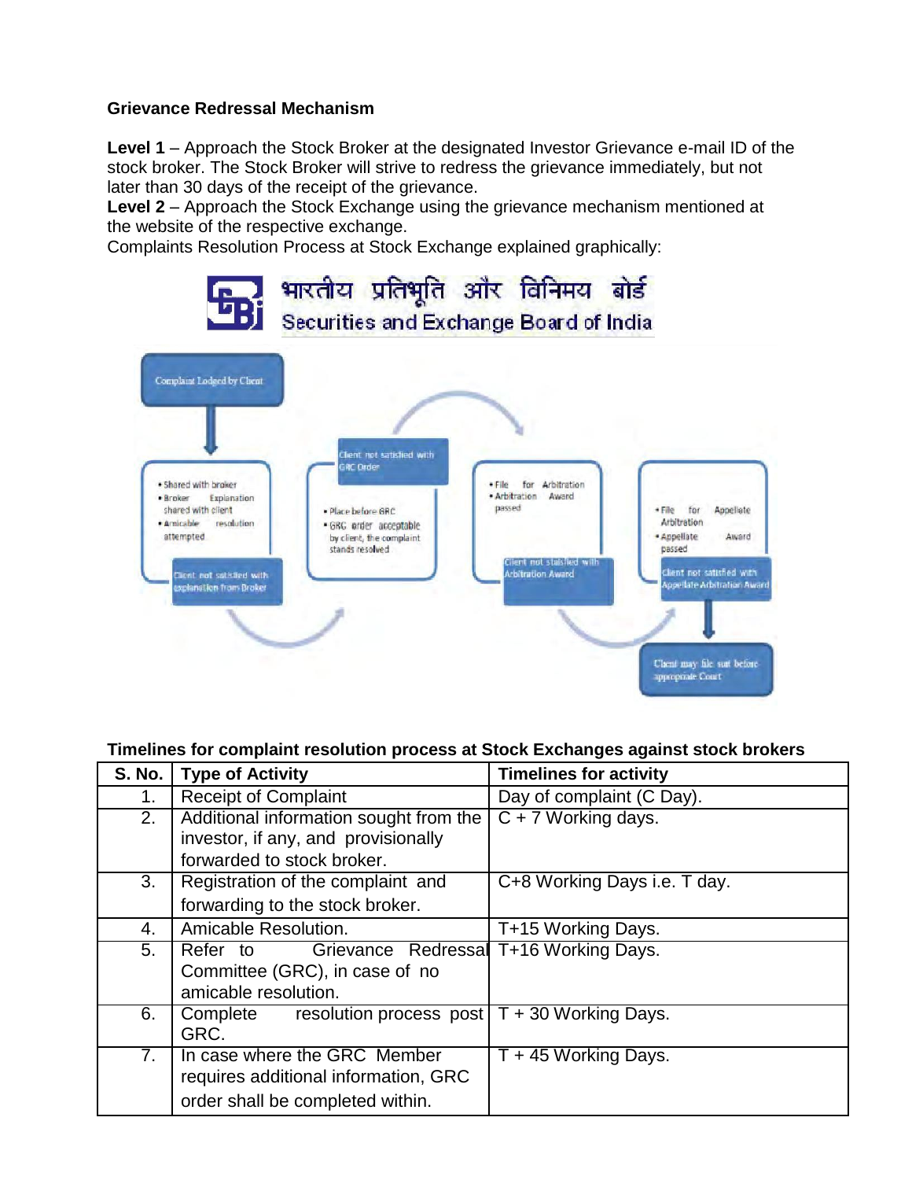**Grievance Redressal Mechanism**

**Level 1** – Approach the Stock Broker at the designated Investor Grievance e-mail ID of the stock broker. The Stock Broker will strive to redress the grievance immediately, but not later than 30 days of the receipt of the grievance.
**Level 2** – Approach the Stock Exchange using the grievance mechanism mentioned at the website of the respective exchange.
Complaints Resolution Process at Stock Exchange explained graphically:

भारतीय प्रतिभूति और विनिमय बोर्ड
Securities and Exchange Board of India

Complaint Lodged by Client

- Shared with broker
- Broker Explanation shared with client
- Amicable resolution attempted

Client not satisfied with explanation from Broker

Client not satisfied with GRC Order

- Place before GRC
- GRC order acceptable by client, the complaint stands resolved

- File for Arbitration
- Arbitration Award passed

Client not satisfied with Arbitration Award

- File for Appellate Arbitration
- Appellate Award passed

Client not satisfied with Appellate Arbitration Award

Client may file suit before appropriate Court

**Timelines for complaint resolution process at Stock Exchanges against stock brokers**

| S. No. | Type of Activity | Timelines for activity |
|---|---|---|
| 1. | Receipt of Complaint | Day of complaint (C Day). |
| 2. | Additional information sought from the investor, if any, and provisionally forwarded to stock broker. | C + 7 Working days. |
| 3. | Registration of the complaint and forwarding to the stock broker. | C+8 Working Days i.e. T day. |
| 4. | Amicable Resolution. | T+15 Working Days. |
| 5. | Refer to Grievance Redressal Committee (GRC), in case of no amicable resolution. | T+16 Working Days. |
| 6. | Complete resolution process post GRC. | T + 30 Working Days. |
| 7. | In case where the GRC Member requires additional information, GRC order shall be completed within. | T + 45 Working Days. |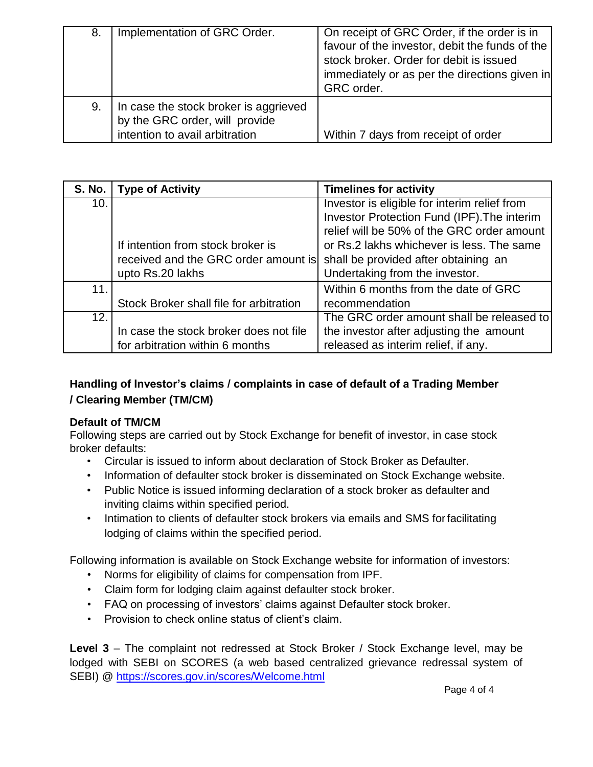| | | |
|---|---|---|
| 8. | Implementation of GRC Order. | On receipt of GRC Order, if the order is in favour of the investor, debit the funds of the stock broker. Order for debit is issued immediately or as per the directions given in GRC order. |
| 9. | In case the stock broker is aggrieved by the GRC order, will provide intention to avail arbitration | Within 7 days from receipt of order |

| S. No. | Type of Activity | Timelines for activity |
|---|---|---|
| 10. | If intention from stock broker is received and the GRC order amount is upto Rs.20 lakhs | Investor is eligible for interim relief from Investor Protection Fund (IPF).The interim relief will be 50% of the GRC order amount or Rs.2 lakhs whichever is less. The same shall be provided after obtaining an Undertaking from the investor. |
| 11. | Stock Broker shall file for arbitration | Within 6 months from the date of GRC recommendation |
| 12. | In case the stock broker does not file for arbitration within 6 months | The GRC order amount shall be released to the investor after adjusting the amount released as interim relief, if any. |

**Handling of Investor's claims / complaints in case of default of a Trading Member / Clearing Member (TM/CM)**

**Default of TM/CM**

Following steps are carried out by Stock Exchange for benefit of investor, in case stock broker defaults:

- Circular is issued to inform about declaration of Stock Broker as Defaulter.
- Information of defaulter stock broker is disseminated on Stock Exchange website.
- Public Notice is issued informing declaration of a stock broker as defaulter and inviting claims within specified period.
- Intimation to clients of defaulter stock brokers via emails and SMS for facilitating lodging of claims within the specified period.

Following information is available on Stock Exchange website for information of investors:

- Norms for eligibility of claims for compensation from IPF.
- Claim form for lodging claim against defaulter stock broker.
- FAQ on processing of investors' claims against Defaulter stock broker.
- Provision to check online status of client's claim.

**Level 3** – The complaint not redressed at Stock Broker / Stock Exchange level, may be lodged with SEBI on SCORES (a web based centralized grievance redressal system of SEBI) @ https://scores.gov.in/scores/Welcome.html